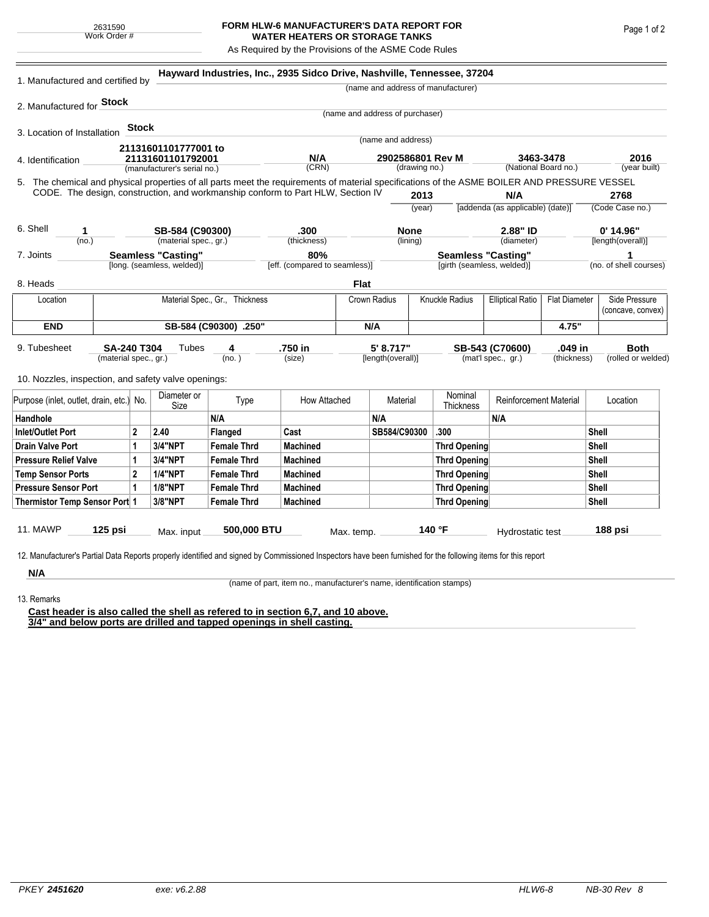2631590
Work Order #

# FORM HLW-6 MANUFACTURER'S DATA REPORT FOR WATER HEATERS OR STORAGE TANKS

As Required by the Provisions of the ASME Code Rules

1. Manufactured and certified by **Hayward Industries, Inc., 2935 Sidco Drive, Nashville, Tennessee, 37204**
(name and address of manufacturer)

2. Manufactured for **Stock**
(name and address of purchaser)

3. Location of Installation **Stock**
(name and address)

4. Identification **21131601101777001 to 21131601101792001** (manufacturer's serial no.) | **N/A** (CRN) | **2902586801 Rev M** (drawing no.) | **3463-3478** (National Board no.) | **2016** (year built)

5. The chemical and physical properties of all parts meet the requirements of material specifications of the ASME BOILER AND PRESSURE VESSEL CODE. The design, construction, and workmanship conform to Part HLW, Section IV **2013** (year) | **N/A** [addenda (as applicable) (date)] | **2768** (Code Case no.)

6. Shell **1** (no.) | **SB-584 (C90300)** (material spec., gr.) | **.300** (thickness) | **None** (lining) | **2.88" ID** (diameter) | **0' 14.96"** [length(overall)]

7. Joints **Seamless "Casting"** [long. (seamless, welded)] | **80%** [eff. (compared to seamless)] | **Seamless "Casting"** [girth (seamless, welded)] | **1** (no. of shell courses)

8. Heads **Flat**

| Location | Material Spec., Gr., Thickness | Crown Radius | Knuckle Radius | Elliptical Ratio | Flat Diameter | Side Pressure (concave, convex) |
|---|---|---|---|---|---|---|
| **END** | **SB-584 (C90300) .250"** | **N/A** | | | **4.75"** | |

9. Tubesheet **SA-240 T304** (material spec., gr.) Tubes **4** (no.) | **.750 in** (size) | **5' 8.717"** [length(overall)] | **SB-543 (C70600)** (mat'l spec., gr.) | **.049 in** (thickness) | **Both** (rolled or welded)

10. Nozzles, inspection, and safety valve openings:

| Purpose (inlet, outlet, drain, etc.) | No. | Diameter or Size | Type | How Attached | Material | Nominal Thickness | Reinforcement Material | Location |
|---|---|---|---|---|---|---|---|---|
| **Handhole** | | | **N/A** | | **N/A** | | **N/A** | |
| **Inlet/Outlet Port** | **2** | **2.40** | **Flanged** | **Cast** | **SB584/C90300** | **.300** | | **Shell** |
| **Drain Valve Port** | **1** | **3/4"NPT** | **Female Thrd** | **Machined** | | **Thrd Opening** | | **Shell** |
| **Pressure Relief Valve** | **1** | **3/4"NPT** | **Female Thrd** | **Machined** | | **Thrd Opening** | | **Shell** |
| **Temp Sensor Ports** | **2** | **1/4"NPT** | **Female Thrd** | **Machined** | | **Thrd Opening** | | **Shell** |
| **Pressure Sensor Port** | **1** | **1/8"NPT** | **Female Thrd** | **Machined** | | **Thrd Opening** | | **Shell** |
| **Thermistor Temp Sensor Port** | **1** | **3/8"NPT** | **Female Thrd** | **Machined** | | **Thrd Opening** | | **Shell** |

11. MAWP **125 psi** Max. input **500,000 BTU** Max. temp. **140 °F** Hydrostatic test **188 psi**

12. Manufacturer's Partial Data Reports properly identified and signed by Commissioned Inspectors have been furnished for the following items for this report

**N/A**
(name of part, item no., manufacturer's name, identification stamps)

13. Remarks

**Cast header is also called the shell as refered to in section 6,7, and 10 above.**
**3/4" and below ports are drilled and tapped openings in shell casting.**

PKEY 2451620 exe: v6.2.88 HLW6-8 NB-30 Rev 8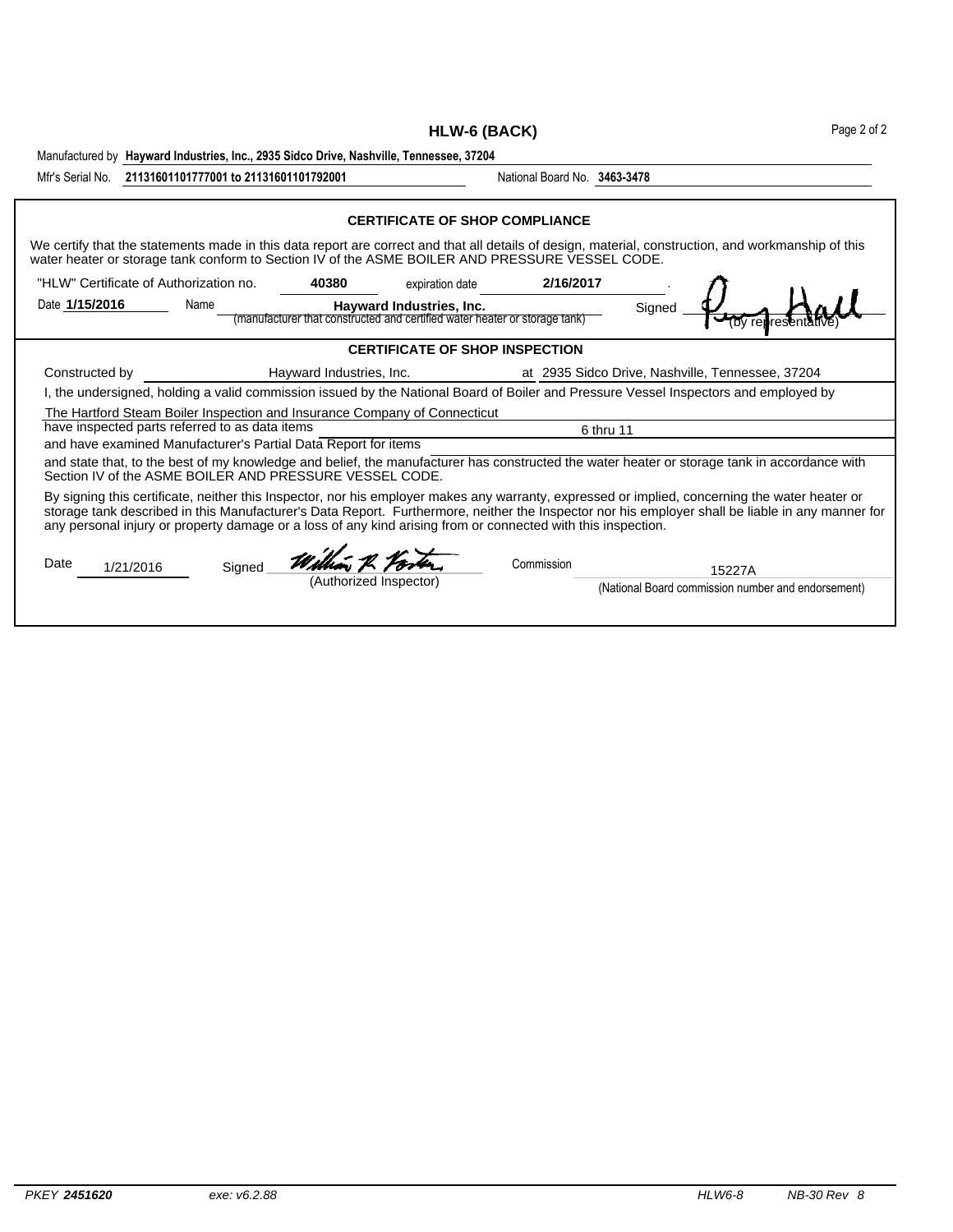# HLW-6 (BACK)

Manufactured by **Hayward Industries, Inc., 2935 Sidco Drive, Nashville, Tennessee, 37204**

Mfr's Serial No. **21131601101777001 to 21131601101792001** National Board No. **3463-3478**

## CERTIFICATE OF SHOP COMPLIANCE

We certify that the statements made in this data report are correct and that all details of design, material, construction, and workmanship of this water heater or storage tank conform to Section IV of the ASME BOILER AND PRESSURE VESSEL CODE.

"HLW" Certificate of Authorization no. **40380** expiration date **2/16/2017**.

Date **1/15/2016** Name **Hayward Industries, Inc.** (manufacturer that constructed and certified water heater or storage tank) Signed Perry Hall (by representative)

## CERTIFICATE OF SHOP INSPECTION

Constructed by Hayward Industries, Inc. at 2935 Sidco Drive, Nashville, Tennessee, 37204

I, the undersigned, holding a valid commission issued by the National Board of Boiler and Pressure Vessel Inspectors and employed by The Hartford Steam Boiler Inspection and Insurance Company of Connecticut

have inspected parts referred to as data items 6 thru 11

and have examined Manufacturer's Partial Data Report for items

and state that, to the best of my knowledge and belief, the manufacturer has constructed the water heater or storage tank in accordance with Section IV of the ASME BOILER AND PRESSURE VESSEL CODE.

By signing this certificate, neither this Inspector, nor his employer makes any warranty, expressed or implied, concerning the water heater or storage tank described in this Manufacturer's Data Report. Furthermore, neither the Inspector nor his employer shall be liable in any manner for any personal injury or property damage or a loss of any kind arising from or connected with this inspection.

Date 1/21/2016 Signed William R. Foster (Authorized Inspector) Commission 15227A (National Board commission number and endorsement)

PKEY 2451620 exe: v6.2.88 HLW6-8 NB-30 Rev 8